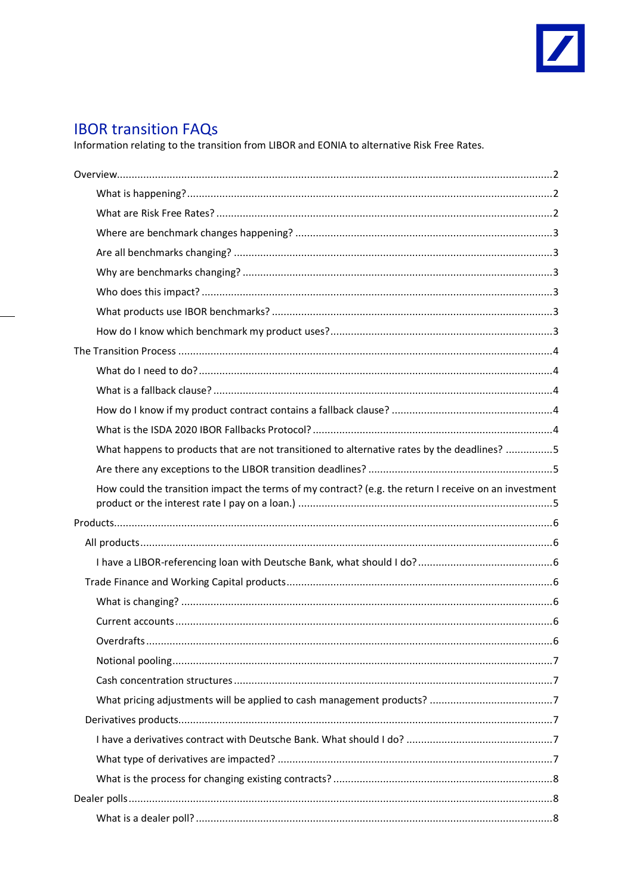# IBOR transition FAQs

Information relating to the transition from LIBOR and EONIA to alternative Risk Free Rates.

- Overview....2
    - What is happening?....2
    - What are Risk Free Rates?....2
    - Where are benchmark changes happening?....3
    - Are all benchmarks changing?....3
    - Why are benchmarks changing?....3
    - Who does this impact?....3
    - What products use IBOR benchmarks?....3
    - How do I know which benchmark my product uses?....3
- The Transition Process....4
    - What do I need to do?....4
    - What is a fallback clause?....4
    - How do I know if my product contract contains a fallback clause?....4
    - What is the ISDA 2020 IBOR Fallbacks Protocol?....4
    - What happens to products that are not transitioned to alternative rates by the deadlines?....5
    - Are there any exceptions to the LIBOR transition deadlines?....5
    - How could the transition impact the terms of my contract? (e.g. the return I receive on an investment product or the interest rate I pay on a loan.)....5
- Products....6
    - All products....6
        - I have a LIBOR-referencing loan with Deutsche Bank, what should I do?....6
    - Trade Finance and Working Capital products....6
        - What is changing?....6
        - Current accounts....6
        - Overdrafts....6
        - Notional pooling....7
        - Cash concentration structures....7
        - What pricing adjustments will be applied to cash management products?....7
    - Derivatives products....7
        - I have a derivatives contract with Deutsche Bank. What should I do?....7
        - What type of derivatives are impacted?....7
        - What is the process for changing existing contracts?....8
- Dealer polls....8
    - What is a dealer poll?....8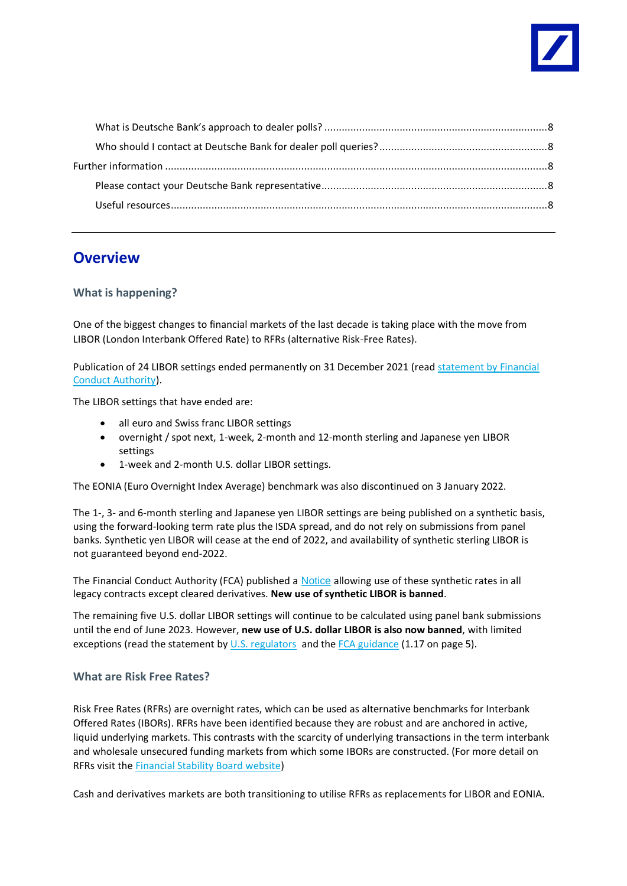What is Deutsche Bank's approach to dealer polls? ........................................................................8

Who should I contact at Deutsche Bank for dealer poll queries? ........................................................8

Further information ........................................................................................................................8

Please contact your Deutsche Bank representative..........................................................................8

Useful resources..............................................................................................................................8

---

## Overview

### What is happening?

One of the biggest changes to financial markets of the last decade is taking place with the move from LIBOR (London Interbank Offered Rate) to RFRs (alternative Risk-Free Rates).

Publication of 24 LIBOR settings ended permanently on 31 December 2021 (read statement by Financial Conduct Authority).

The LIBOR settings that have ended are:

- all euro and Swiss franc LIBOR settings
- overnight / spot next, 1-week, 2-month and 12-month sterling and Japanese yen LIBOR settings
- 1-week and 2-month U.S. dollar LIBOR settings.

The EONIA (Euro Overnight Index Average) benchmark was also discontinued on 3 January 2022.

The 1-, 3- and 6-month sterling and Japanese yen LIBOR settings are being published on a synthetic basis, using the forward-looking term rate plus the ISDA spread, and do not rely on submissions from panel banks. Synthetic yen LIBOR will cease at the end of 2022, and availability of synthetic sterling LIBOR is not guaranteed beyond end-2022.

The Financial Conduct Authority (FCA) published a Notice allowing use of these synthetic rates in all legacy contracts except cleared derivatives. **New use of synthetic LIBOR is banned**.

The remaining five U.S. dollar LIBOR settings will continue to be calculated using panel bank submissions until the end of June 2023. However, **new use of U.S. dollar LIBOR is also now banned**, with limited exceptions (read the statement by U.S. regulators and the FCA guidance (1.17 on page 5).

### What are Risk Free Rates?

Risk Free Rates (RFRs) are overnight rates, which can be used as alternative benchmarks for Interbank Offered Rates (IBORs). RFRs have been identified because they are robust and are anchored in active, liquid underlying markets. This contrasts with the scarcity of underlying transactions in the term interbank and wholesale unsecured funding markets from which some IBORs are constructed. (For more detail on RFRs visit the Financial Stability Board website)

Cash and derivatives markets are both transitioning to utilise RFRs as replacements for LIBOR and EONIA.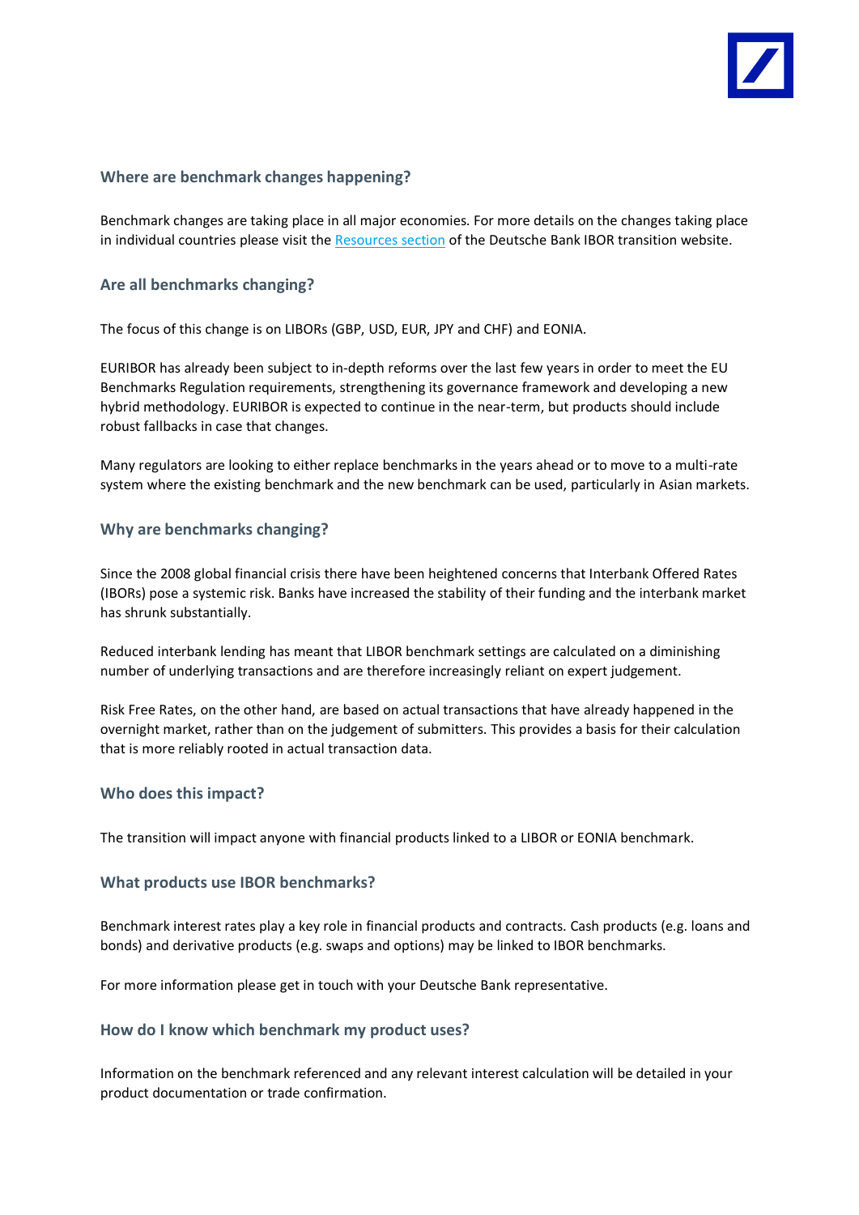### Where are benchmark changes happening?

Benchmark changes are taking place in all major economies. For more details on the changes taking place in individual countries please visit the [Resources section] of the Deutsche Bank IBOR transition website.

### Are all benchmarks changing?

The focus of this change is on LIBORs (GBP, USD, EUR, JPY and CHF) and EONIA.

EURIBOR has already been subject to in-depth reforms over the last few years in order to meet the EU Benchmarks Regulation requirements, strengthening its governance framework and developing a new hybrid methodology. EURIBOR is expected to continue in the near-term, but products should include robust fallbacks in case that changes.

Many regulators are looking to either replace benchmarks in the years ahead or to move to a multi-rate system where the existing benchmark and the new benchmark can be used, particularly in Asian markets.

### Why are benchmarks changing?

Since the 2008 global financial crisis there have been heightened concerns that Interbank Offered Rates (IBORs) pose a systemic risk. Banks have increased the stability of their funding and the interbank market has shrunk substantially.

Reduced interbank lending has meant that LIBOR benchmark settings are calculated on a diminishing number of underlying transactions and are therefore increasingly reliant on expert judgement.

Risk Free Rates, on the other hand, are based on actual transactions that have already happened in the overnight market, rather than on the judgement of submitters. This provides a basis for their calculation that is more reliably rooted in actual transaction data.

### Who does this impact?

The transition will impact anyone with financial products linked to a LIBOR or EONIA benchmark.

### What products use IBOR benchmarks?

Benchmark interest rates play a key role in financial products and contracts. Cash products (e.g. loans and bonds) and derivative products (e.g. swaps and options) may be linked to IBOR benchmarks.

For more information please get in touch with your Deutsche Bank representative.

### How do I know which benchmark my product uses?

Information on the benchmark referenced and any relevant interest calculation will be detailed in your product documentation or trade confirmation.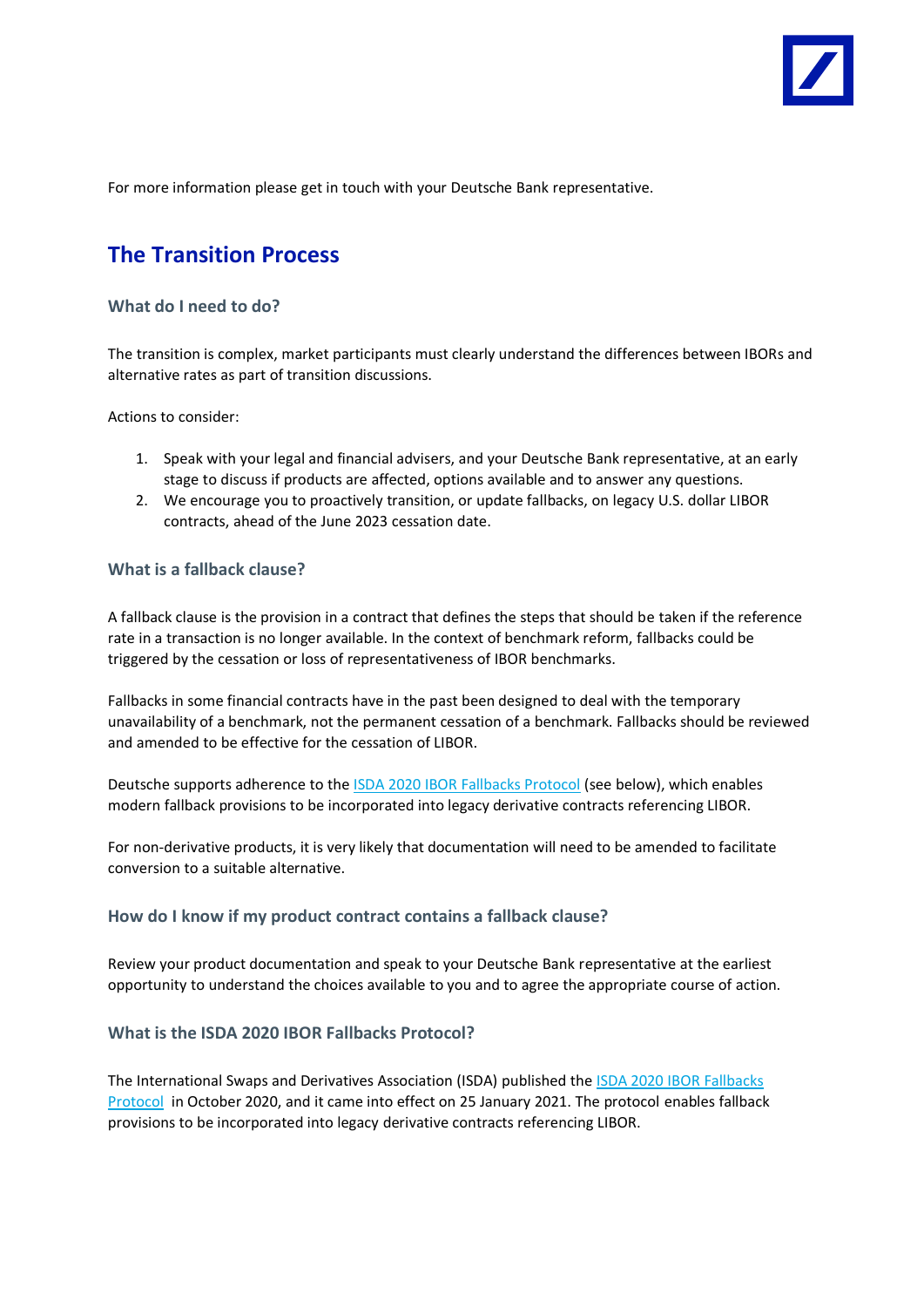For more information please get in touch with your Deutsche Bank representative.

## The Transition Process

### What do I need to do?

The transition is complex, market participants must clearly understand the differences between IBORs and alternative rates as part of transition discussions.

Actions to consider:

1. Speak with your legal and financial advisers, and your Deutsche Bank representative, at an early stage to discuss if products are affected, options available and to answer any questions.
2. We encourage you to proactively transition, or update fallbacks, on legacy U.S. dollar LIBOR contracts, ahead of the June 2023 cessation date.

### What is a fallback clause?

A fallback clause is the provision in a contract that defines the steps that should be taken if the reference rate in a transaction is no longer available. In the context of benchmark reform, fallbacks could be triggered by the cessation or loss of representativeness of IBOR benchmarks.

Fallbacks in some financial contracts have in the past been designed to deal with the temporary unavailability of a benchmark, not the permanent cessation of a benchmark. Fallbacks should be reviewed and amended to be effective for the cessation of LIBOR.

Deutsche supports adherence to the ISDA 2020 IBOR Fallbacks Protocol (see below), which enables modern fallback provisions to be incorporated into legacy derivative contracts referencing LIBOR.

For non-derivative products, it is very likely that documentation will need to be amended to facilitate conversion to a suitable alternative.

### How do I know if my product contract contains a fallback clause?

Review your product documentation and speak to your Deutsche Bank representative at the earliest opportunity to understand the choices available to you and to agree the appropriate course of action.

### What is the ISDA 2020 IBOR Fallbacks Protocol?

The International Swaps and Derivatives Association (ISDA) published the ISDA 2020 IBOR Fallbacks Protocol in October 2020, and it came into effect on 25 January 2021. The protocol enables fallback provisions to be incorporated into legacy derivative contracts referencing LIBOR.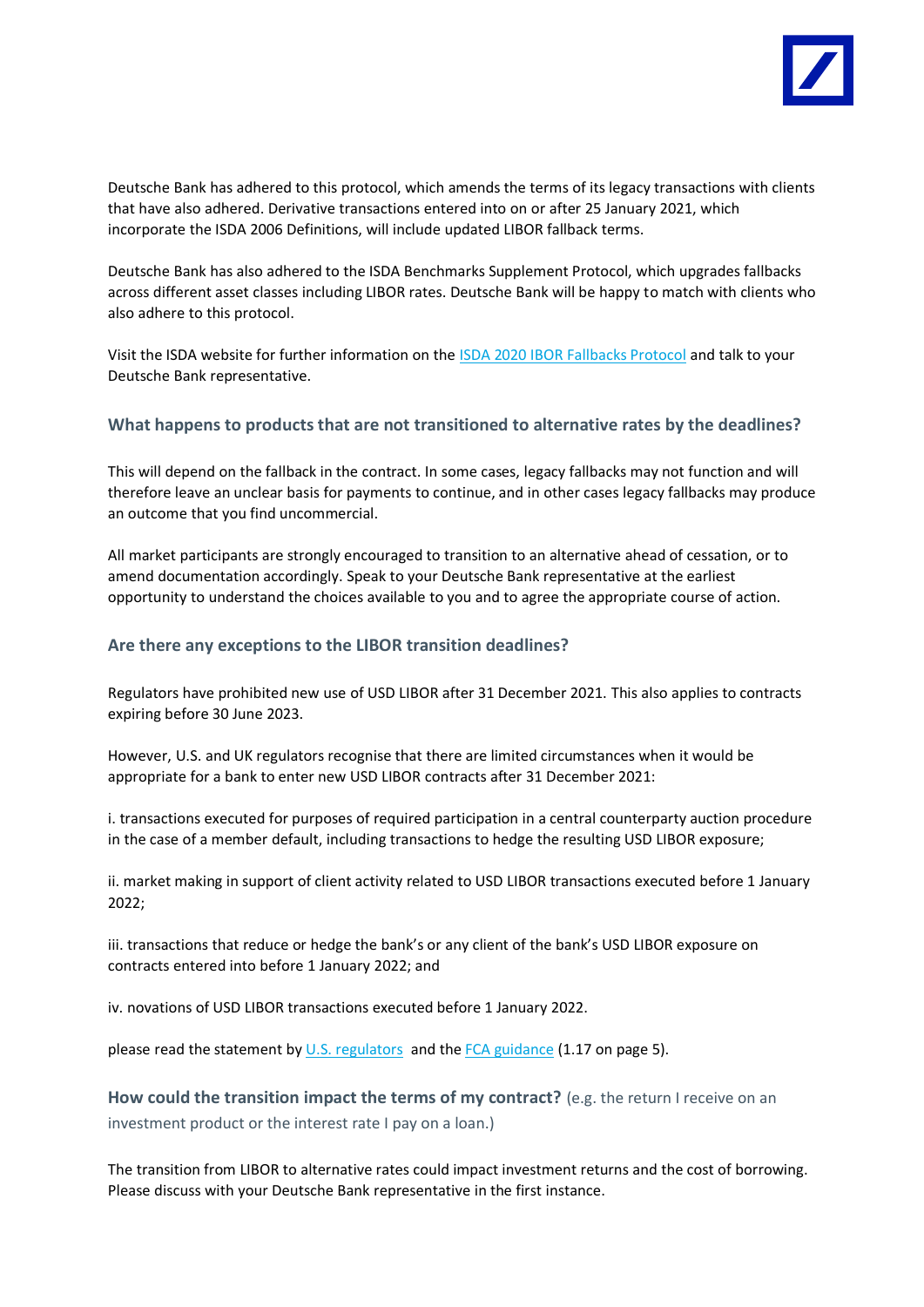Deutsche Bank has adhered to this protocol, which amends the terms of its legacy transactions with clients that have also adhered. Derivative transactions entered into on or after 25 January 2021, which incorporate the ISDA 2006 Definitions, will include updated LIBOR fallback terms.

Deutsche Bank has also adhered to the ISDA Benchmarks Supplement Protocol, which upgrades fallbacks across different asset classes including LIBOR rates. Deutsche Bank will be happy to match with clients who also adhere to this protocol.

Visit the ISDA website for further information on the ISDA 2020 IBOR Fallbacks Protocol and talk to your Deutsche Bank representative.

### What happens to products that are not transitioned to alternative rates by the deadlines?

This will depend on the fallback in the contract. In some cases, legacy fallbacks may not function and will therefore leave an unclear basis for payments to continue, and in other cases legacy fallbacks may produce an outcome that you find uncommercial.

All market participants are strongly encouraged to transition to an alternative ahead of cessation, or to amend documentation accordingly. Speak to your Deutsche Bank representative at the earliest opportunity to understand the choices available to you and to agree the appropriate course of action.

### Are there any exceptions to the LIBOR transition deadlines?

Regulators have prohibited new use of USD LIBOR after 31 December 2021. This also applies to contracts expiring before 30 June 2023.

However, U.S. and UK regulators recognise that there are limited circumstances when it would be appropriate for a bank to enter new USD LIBOR contracts after 31 December 2021:

i. transactions executed for purposes of required participation in a central counterparty auction procedure in the case of a member default, including transactions to hedge the resulting USD LIBOR exposure;

ii. market making in support of client activity related to USD LIBOR transactions executed before 1 January 2022;

iii. transactions that reduce or hedge the bank's or any client of the bank's USD LIBOR exposure on contracts entered into before 1 January 2022; and

iv. novations of USD LIBOR transactions executed before 1 January 2022.

please read the statement by U.S. regulators and the FCA guidance (1.17 on page 5).

### How could the transition impact the terms of my contract? (e.g. the return I receive on an investment product or the interest rate I pay on a loan.)

The transition from LIBOR to alternative rates could impact investment returns and the cost of borrowing. Please discuss with your Deutsche Bank representative in the first instance.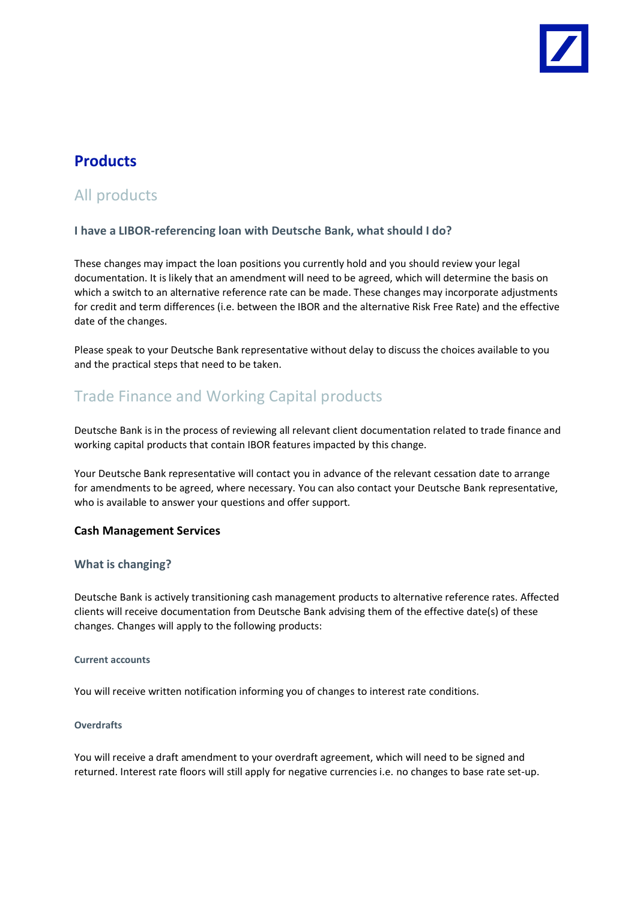# Products

## All products

### I have a LIBOR-referencing loan with Deutsche Bank, what should I do?

These changes may impact the loan positions you currently hold and you should review your legal documentation. It is likely that an amendment will need to be agreed, which will determine the basis on which a switch to an alternative reference rate can be made. These changes may incorporate adjustments for credit and term differences (i.e. between the IBOR and the alternative Risk Free Rate) and the effective date of the changes.

Please speak to your Deutsche Bank representative without delay to discuss the choices available to you and the practical steps that need to be taken.

## Trade Finance and Working Capital products

Deutsche Bank is in the process of reviewing all relevant client documentation related to trade finance and working capital products that contain IBOR features impacted by this change.

Your Deutsche Bank representative will contact you in advance of the relevant cessation date to arrange for amendments to be agreed, where necessary. You can also contact your Deutsche Bank representative, who is available to answer your questions and offer support.

### Cash Management Services

#### What is changing?

Deutsche Bank is actively transitioning cash management products to alternative reference rates. Affected clients will receive documentation from Deutsche Bank advising them of the effective date(s) of these changes. Changes will apply to the following products:

##### Current accounts

You will receive written notification informing you of changes to interest rate conditions.

##### Overdrafts

You will receive a draft amendment to your overdraft agreement, which will need to be signed and returned. Interest rate floors will still apply for negative currencies i.e. no changes to base rate set-up.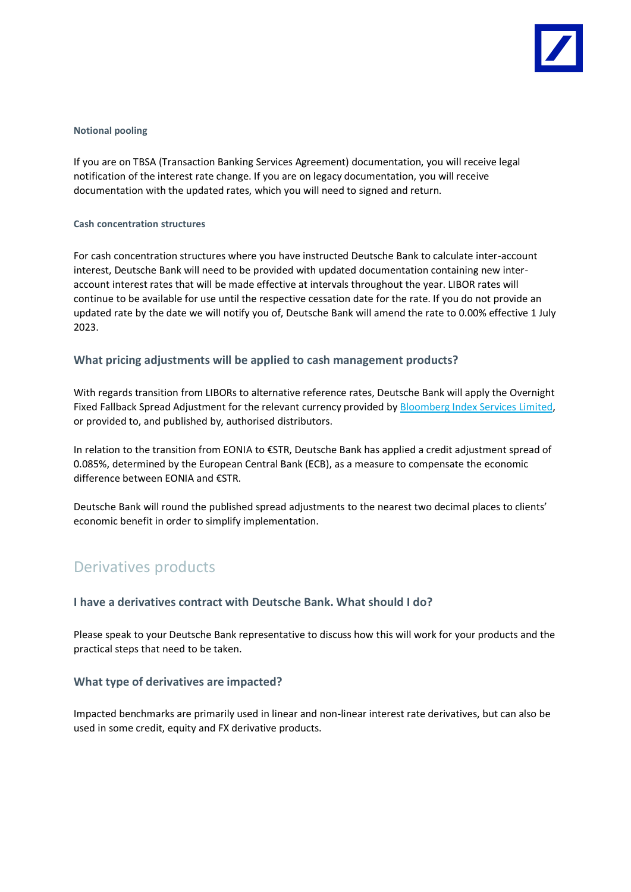#### Notional pooling

If you are on TBSA (Transaction Banking Services Agreement) documentation, you will receive legal notification of the interest rate change. If you are on legacy documentation, you will receive documentation with the updated rates, which you will need to signed and return.

#### Cash concentration structures

For cash concentration structures where you have instructed Deutsche Bank to calculate inter-account interest, Deutsche Bank will need to be provided with updated documentation containing new inter-account interest rates that will be made effective at intervals throughout the year. LIBOR rates will continue to be available for use until the respective cessation date for the rate. If you do not provide an updated rate by the date we will notify you of, Deutsche Bank will amend the rate to 0.00% effective 1 July 2023.

### What pricing adjustments will be applied to cash management products?

With regards transition from LIBORs to alternative reference rates, Deutsche Bank will apply the Overnight Fixed Fallback Spread Adjustment for the relevant currency provided by Bloomberg Index Services Limited, or provided to, and published by, authorised distributors.

In relation to the transition from EONIA to €STR, Deutsche Bank has applied a credit adjustment spread of 0.085%, determined by the European Central Bank (ECB), as a measure to compensate the economic difference between EONIA and €STR.

Deutsche Bank will round the published spread adjustments to the nearest two decimal places to clients' economic benefit in order to simplify implementation.

## Derivatives products

### I have a derivatives contract with Deutsche Bank. What should I do?

Please speak to your Deutsche Bank representative to discuss how this will work for your products and the practical steps that need to be taken.

### What type of derivatives are impacted?

Impacted benchmarks are primarily used in linear and non-linear interest rate derivatives, but can also be used in some credit, equity and FX derivative products.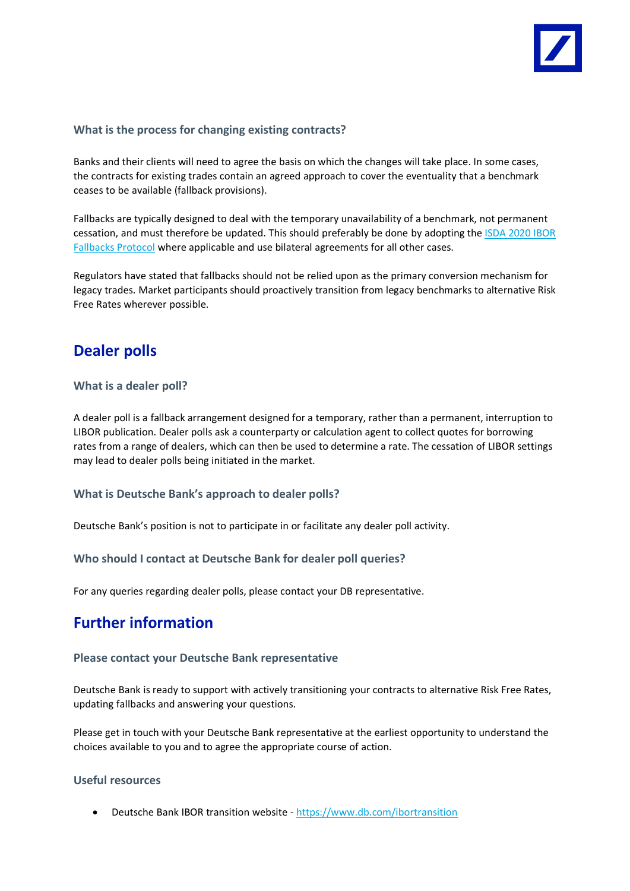### What is the process for changing existing contracts?

Banks and their clients will need to agree the basis on which the changes will take place. In some cases, the contracts for existing trades contain an agreed approach to cover the eventuality that a benchmark ceases to be available (fallback provisions).

Fallbacks are typically designed to deal with the temporary unavailability of a benchmark, not permanent cessation, and must therefore be updated. This should preferably be done by adopting the [ISDA 2020 IBOR Fallbacks Protocol] where applicable and use bilateral agreements for all other cases.

Regulators have stated that fallbacks should not be relied upon as the primary conversion mechanism for legacy trades. Market participants should proactively transition from legacy benchmarks to alternative Risk Free Rates wherever possible.

## Dealer polls

### What is a dealer poll?

A dealer poll is a fallback arrangement designed for a temporary, rather than a permanent, interruption to LIBOR publication. Dealer polls ask a counterparty or calculation agent to collect quotes for borrowing rates from a range of dealers, which can then be used to determine a rate. The cessation of LIBOR settings may lead to dealer polls being initiated in the market.

### What is Deutsche Bank's approach to dealer polls?

Deutsche Bank's position is not to participate in or facilitate any dealer poll activity.

### Who should I contact at Deutsche Bank for dealer poll queries?

For any queries regarding dealer polls, please contact your DB representative.

## Further information

### Please contact your Deutsche Bank representative

Deutsche Bank is ready to support with actively transitioning your contracts to alternative Risk Free Rates, updating fallbacks and answering your questions.

Please get in touch with your Deutsche Bank representative at the earliest opportunity to understand the choices available to you and to agree the appropriate course of action.

### Useful resources

- Deutsche Bank IBOR transition website - https://www.db.com/ibortransition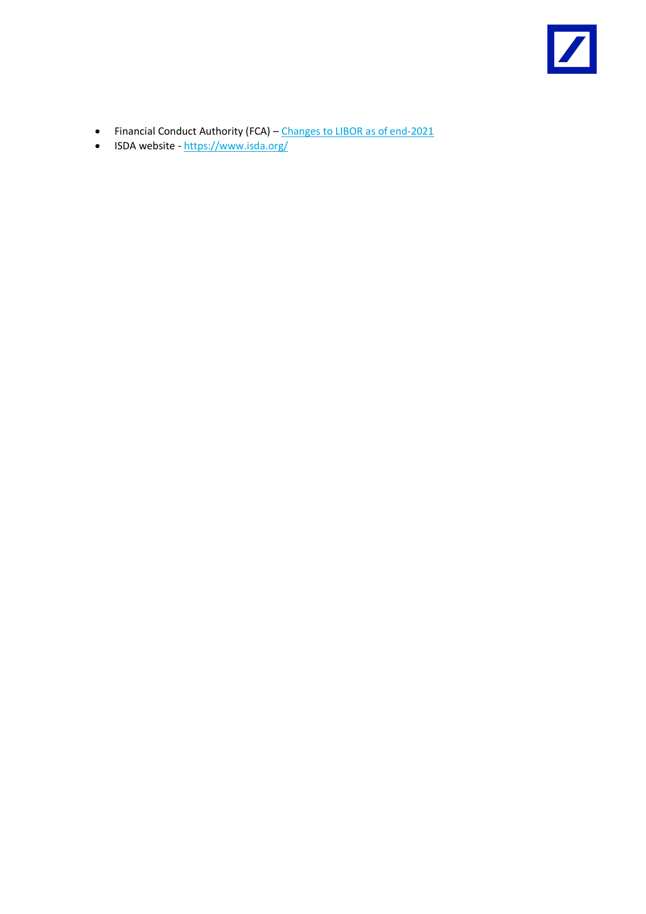- Financial Conduct Authority (FCA) – Changes to LIBOR as of end-2021
- ISDA website - https://www.isda.org/